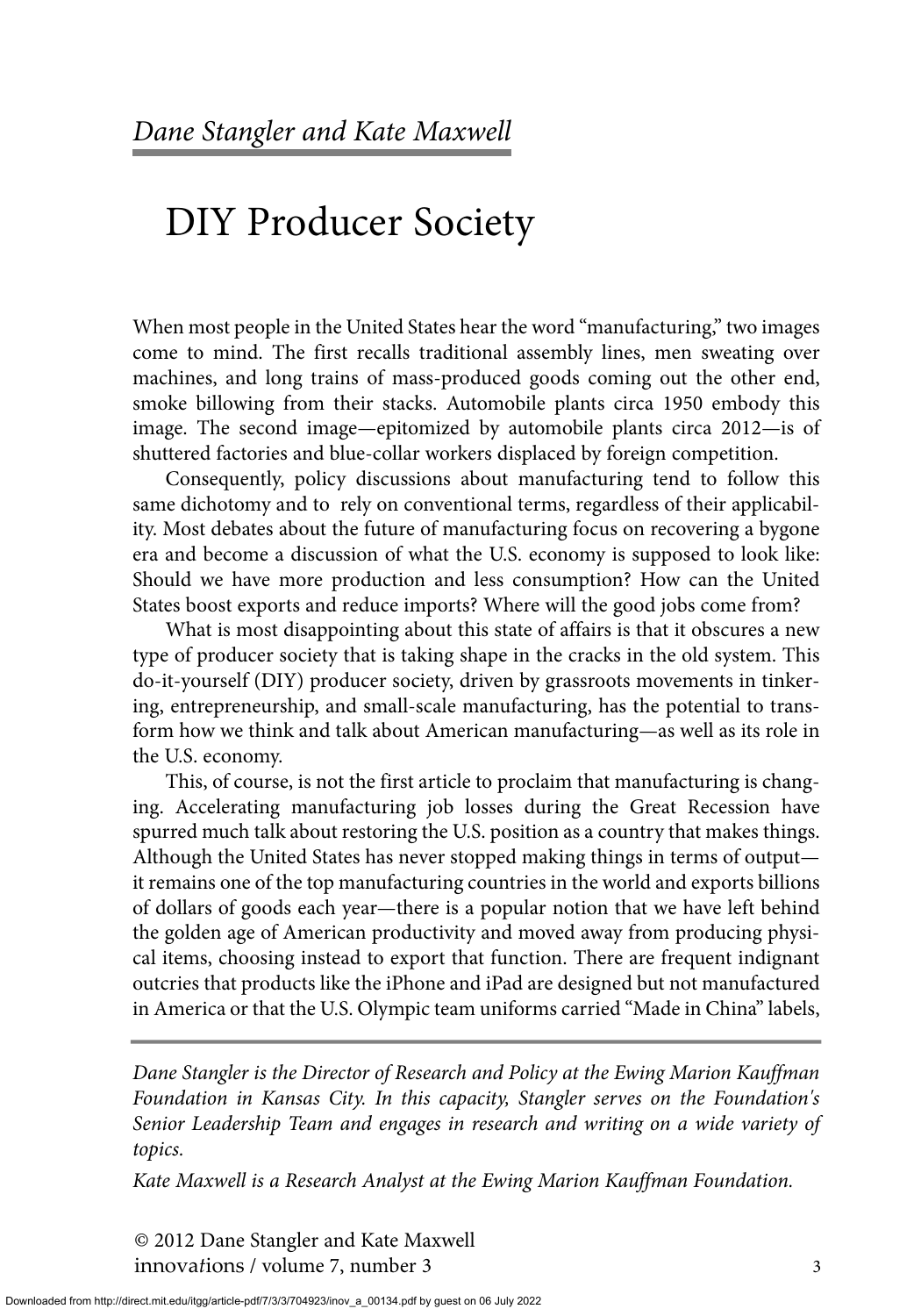*Dane Stangler and Kate Maxwell*

# DIY Producer Society

When most people in the United States hear the word "manufacturing," two images come to mind. The first recalls traditional assembly lines, men sweating over machines, and long trains of mass-produced goods coming out the other end, smoke billowing from their stacks. Automobile plants circa 1950 embody this image. The second image—epitomized by automobile plants circa 2012—is of shuttered factories and blue-collar workers displaced by foreign competition.

Consequently, policy discussions about manufacturing tend to follow this same dichotomy and to rely on conventional terms, regardless of their applicability. Most debates about the future of manufacturing focus on recovering a bygone era and become a discussion of what the U.S. economy is supposed to look like: Should we have more production and less consumption? How can the United States boost exports and reduce imports? Where will the good jobs come from?

What is most disappointing about this state of affairs is that it obscures a new type of producer society that is taking shape in the cracks in the old system. This do-it-yourself (DIY) producer society, driven by grassroots movements in tinkering, entrepreneurship, and small-scale manufacturing, has the potential to transform how we think and talk about American manufacturing—as well as its role in the U.S. economy.

This, of course, is not the first article to proclaim that manufacturing is changing. Accelerating manufacturing job losses during the Great Recession have spurred much talk about restoring the U.S. position as a country that makes things. Although the United States has never stopped making things in terms of output—it remains one of the top manufacturing countries in the world and exports billions of dollars of goods each year—there is a popular notion that we have left behind the golden age of American productivity and moved away from producing physical items, choosing instead to export that function. There are frequent indignant outcries that products like the iPhone and iPad are designed but not manufactured in America or that the U.S. Olympic team uniforms carried "Made in China" labels,

---

*Dane Stangler is the Director of Research and Policy at the Ewing Marion Kauffman Foundation in Kansas City. In this capacity, Stangler serves on the Foundation's Senior Leadership Team and engages in research and writing on a wide variety of topics.*

*Kate Maxwell is a Research Analyst at the Ewing Marion Kauffman Foundation.*

© 2012 Dane Stangler and Kate Maxwell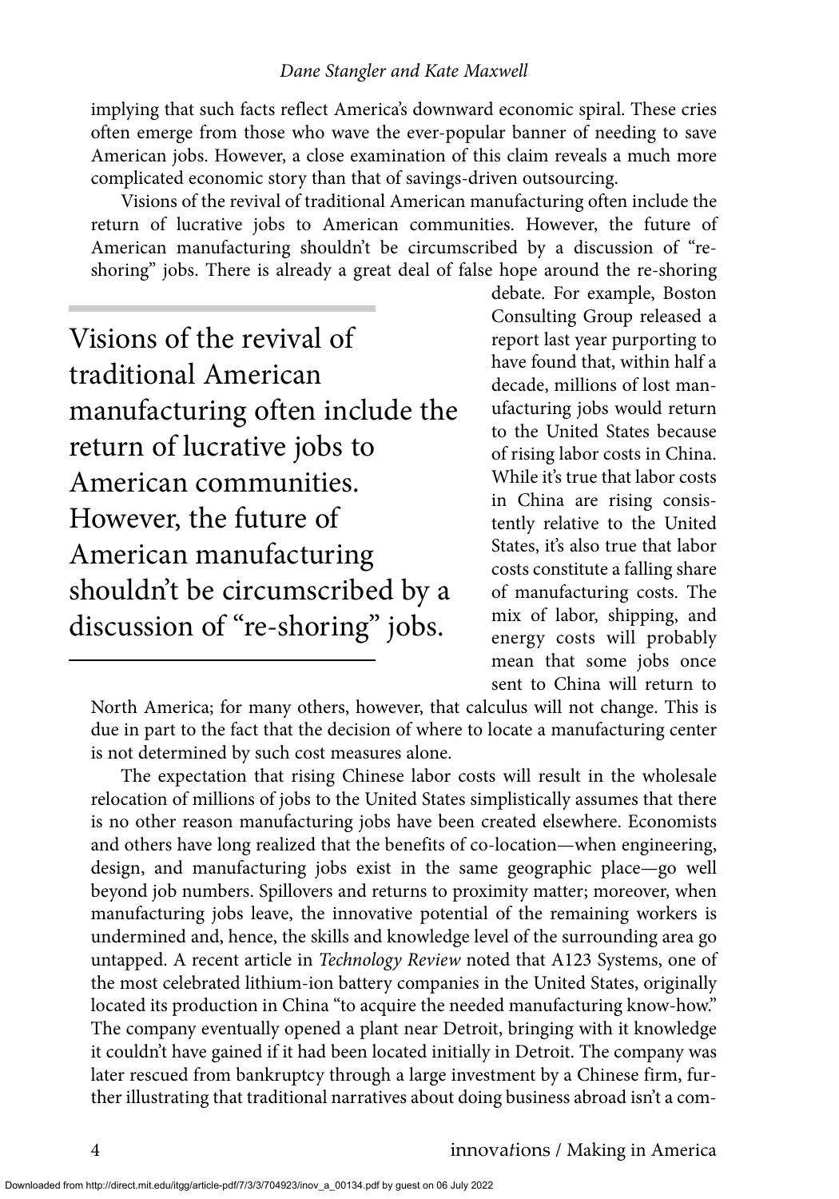implying that such facts reflect America's downward economic spiral. These cries often emerge from those who wave the ever-popular banner of needing to save American jobs. However, a close examination of this claim reveals a much more complicated economic story than that of savings-driven outsourcing.

Visions of the revival of traditional American manufacturing often include the return of lucrative jobs to American communities. However, the future of American manufacturing shouldn't be circumscribed by a discussion of "re-shoring" jobs. There is already a great deal of false hope around the re-shoring debate. For example, Boston Consulting Group released a report last year purporting to have found that, within half a decade, millions of lost manufacturing jobs would return to the United States because of rising labor costs in China. While it's true that labor costs in China are rising consistently relative to the United States, it's also true that labor costs constitute a falling share of manufacturing costs. The mix of labor, shipping, and energy costs will probably mean that some jobs once sent to China will return to North America; for many others, however, that calculus will not change. This is due in part to the fact that the decision of where to locate a manufacturing center is not determined by such cost measures alone.

> Visions of the revival of traditional American manufacturing often include the return of lucrative jobs to American communities. However, the future of American manufacturing shouldn't be circumscribed by a discussion of "re-shoring" jobs.

The expectation that rising Chinese labor costs will result in the wholesale relocation of millions of jobs to the United States simplistically assumes that there is no other reason manufacturing jobs have been created elsewhere. Economists and others have long realized that the benefits of co-location—when engineering, design, and manufacturing jobs exist in the same geographic place—go well beyond job numbers. Spillovers and returns to proximity matter; moreover, when manufacturing jobs leave, the innovative potential of the remaining workers is undermined and, hence, the skills and knowledge level of the surrounding area go untapped. A recent article in *Technology Review* noted that A123 Systems, one of the most celebrated lithium-ion battery companies in the United States, originally located its production in China "to acquire the needed manufacturing know-how." The company eventually opened a plant near Detroit, bringing with it knowledge it couldn't have gained if it had been located initially in Detroit. The company was later rescued from bankruptcy through a large investment by a Chinese firm, further illustrating that traditional narratives about doing business abroad isn't a com-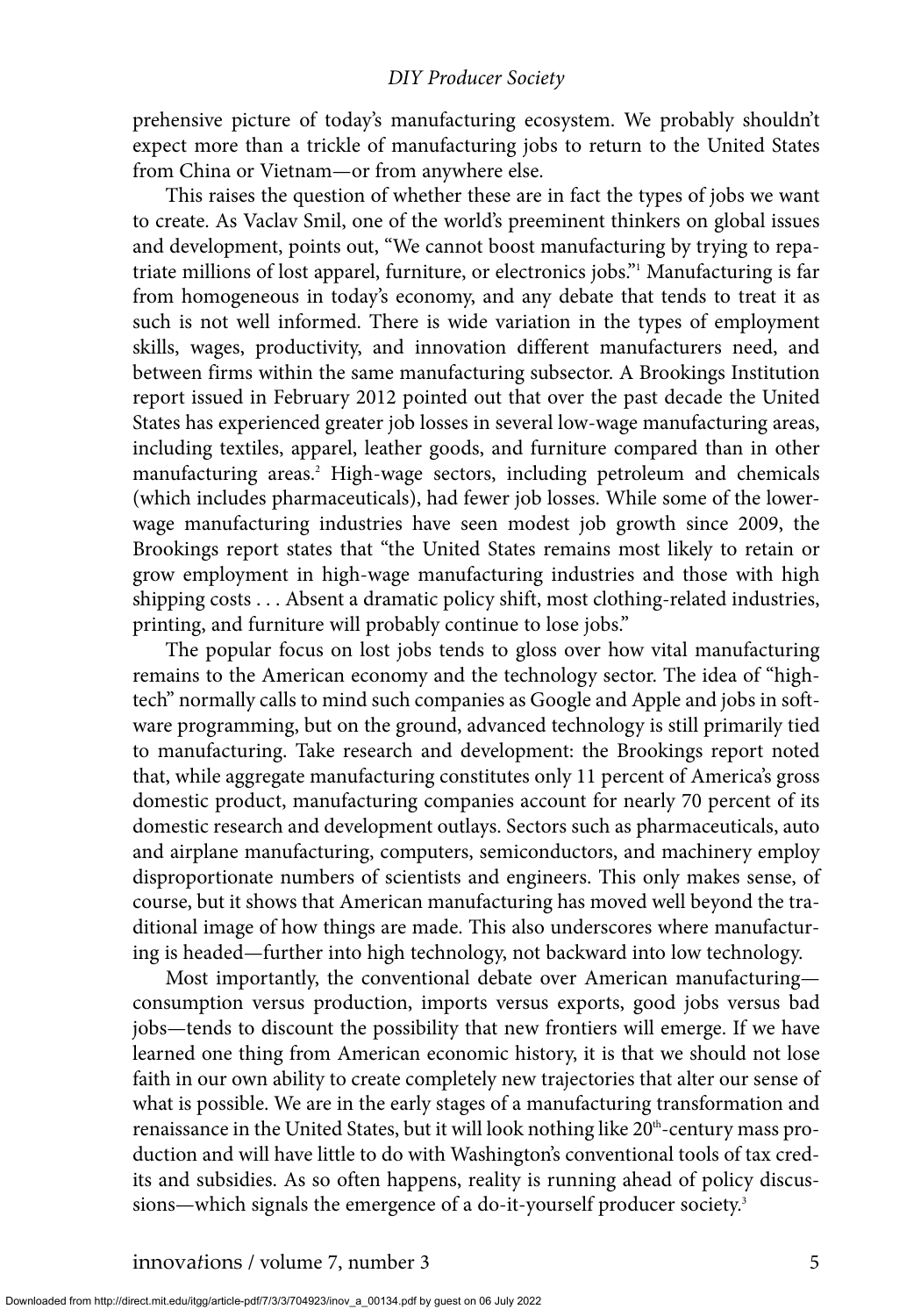prehensive picture of today's manufacturing ecosystem. We probably shouldn't expect more than a trickle of manufacturing jobs to return to the United States from China or Vietnam—or from anywhere else.

This raises the question of whether these are in fact the types of jobs we want to create. As Vaclav Smil, one of the world's preeminent thinkers on global issues and development, points out, "We cannot boost manufacturing by trying to repatriate millions of lost apparel, furniture, or electronics jobs."[1] Manufacturing is far from homogeneous in today's economy, and any debate that tends to treat it as such is not well informed. There is wide variation in the types of employment skills, wages, productivity, and innovation different manufacturers need, and between firms within the same manufacturing subsector. A Brookings Institution report issued in February 2012 pointed out that over the past decade the United States has experienced greater job losses in several low-wage manufacturing areas, including textiles, apparel, leather goods, and furniture compared than in other manufacturing areas.[2] High-wage sectors, including petroleum and chemicals (which includes pharmaceuticals), had fewer job losses. While some of the lower-wage manufacturing industries have seen modest job growth since 2009, the Brookings report states that "the United States remains most likely to retain or grow employment in high-wage manufacturing industries and those with high shipping costs . . . Absent a dramatic policy shift, most clothing-related industries, printing, and furniture will probably continue to lose jobs."

The popular focus on lost jobs tends to gloss over how vital manufacturing remains to the American economy and the technology sector. The idea of "high-tech" normally calls to mind such companies as Google and Apple and jobs in software programming, but on the ground, advanced technology is still primarily tied to manufacturing. Take research and development: the Brookings report noted that, while aggregate manufacturing constitutes only 11 percent of America's gross domestic product, manufacturing companies account for nearly 70 percent of its domestic research and development outlays. Sectors such as pharmaceuticals, auto and airplane manufacturing, computers, semiconductors, and machinery employ disproportionate numbers of scientists and engineers. This only makes sense, of course, but it shows that American manufacturing has moved well beyond the traditional image of how things are made. This also underscores where manufacturing is headed—further into high technology, not backward into low technology.

Most importantly, the conventional debate over American manufacturing—consumption versus production, imports versus exports, good jobs versus bad jobs—tends to discount the possibility that new frontiers will emerge. If we have learned one thing from American economic history, it is that we should not lose faith in our own ability to create completely new trajectories that alter our sense of what is possible. We are in the early stages of a manufacturing transformation and renaissance in the United States, but it will look nothing like 20th-century mass production and will have little to do with Washington's conventional tools of tax credits and subsidies. As so often happens, reality is running ahead of policy discussions—which signals the emergence of a do-it-yourself producer society.[3]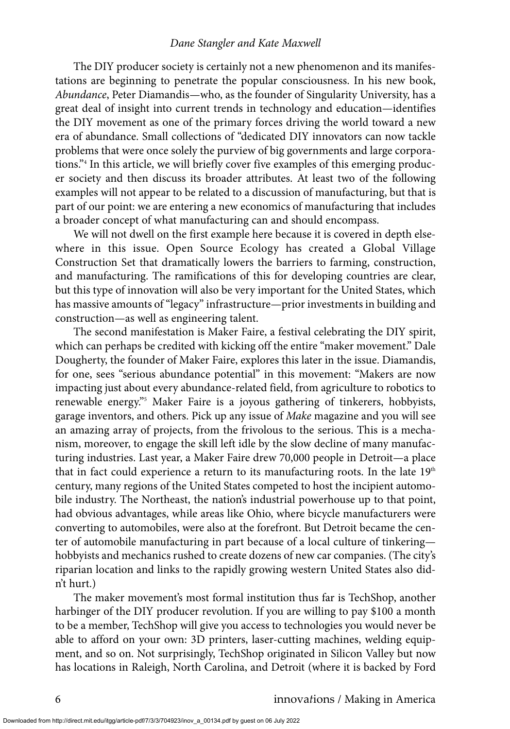The DIY producer society is certainly not a new phenomenon and its manifestations are beginning to penetrate the popular consciousness. In his new book, *Abundance*, Peter Diamandis—who, as the founder of Singularity University, has a great deal of insight into current trends in technology and education—identifies the DIY movement as one of the primary forces driving the world toward a new era of abundance. Small collections of "dedicated DIY innovators can now tackle problems that were once solely the purview of big governments and large corporations."[4] In this article, we will briefly cover five examples of this emerging producer society and then discuss its broader attributes. At least two of the following examples will not appear to be related to a discussion of manufacturing, but that is part of our point: we are entering a new economics of manufacturing that includes a broader concept of what manufacturing can and should encompass.

We will not dwell on the first example here because it is covered in depth elsewhere in this issue. Open Source Ecology has created a Global Village Construction Set that dramatically lowers the barriers to farming, construction, and manufacturing. The ramifications of this for developing countries are clear, but this type of innovation will also be very important for the United States, which has massive amounts of "legacy" infrastructure—prior investments in building and construction—as well as engineering talent.

The second manifestation is Maker Faire, a festival celebrating the DIY spirit, which can perhaps be credited with kicking off the entire "maker movement." Dale Dougherty, the founder of Maker Faire, explores this later in the issue. Diamandis, for one, sees "serious abundance potential" in this movement: "Makers are now impacting just about every abundance-related field, from agriculture to robotics to renewable energy."[5] Maker Faire is a joyous gathering of tinkerers, hobbyists, garage inventors, and others. Pick up any issue of *Make* magazine and you will see an amazing array of projects, from the frivolous to the serious. This is a mechanism, moreover, to engage the skill left idle by the slow decline of many manufacturing industries. Last year, a Maker Faire drew 70,000 people in Detroit—a place that in fact could experience a return to its manufacturing roots. In the late 19th century, many regions of the United States competed to host the incipient automobile industry. The Northeast, the nation's industrial powerhouse up to that point, had obvious advantages, while areas like Ohio, where bicycle manufacturers were converting to automobiles, were also at the forefront. But Detroit became the center of automobile manufacturing in part because of a local culture of tinkering—hobbyists and mechanics rushed to create dozens of new car companies. (The city's riparian location and links to the rapidly growing western United States also didn't hurt.)

The maker movement's most formal institution thus far is TechShop, another harbinger of the DIY producer revolution. If you are willing to pay $100 a month to be a member, TechShop will give you access to technologies you would never be able to afford on your own: 3D printers, laser-cutting machines, welding equipment, and so on. Not surprisingly, TechShop originated in Silicon Valley but now has locations in Raleigh, North Carolina, and Detroit (where it is backed by Ford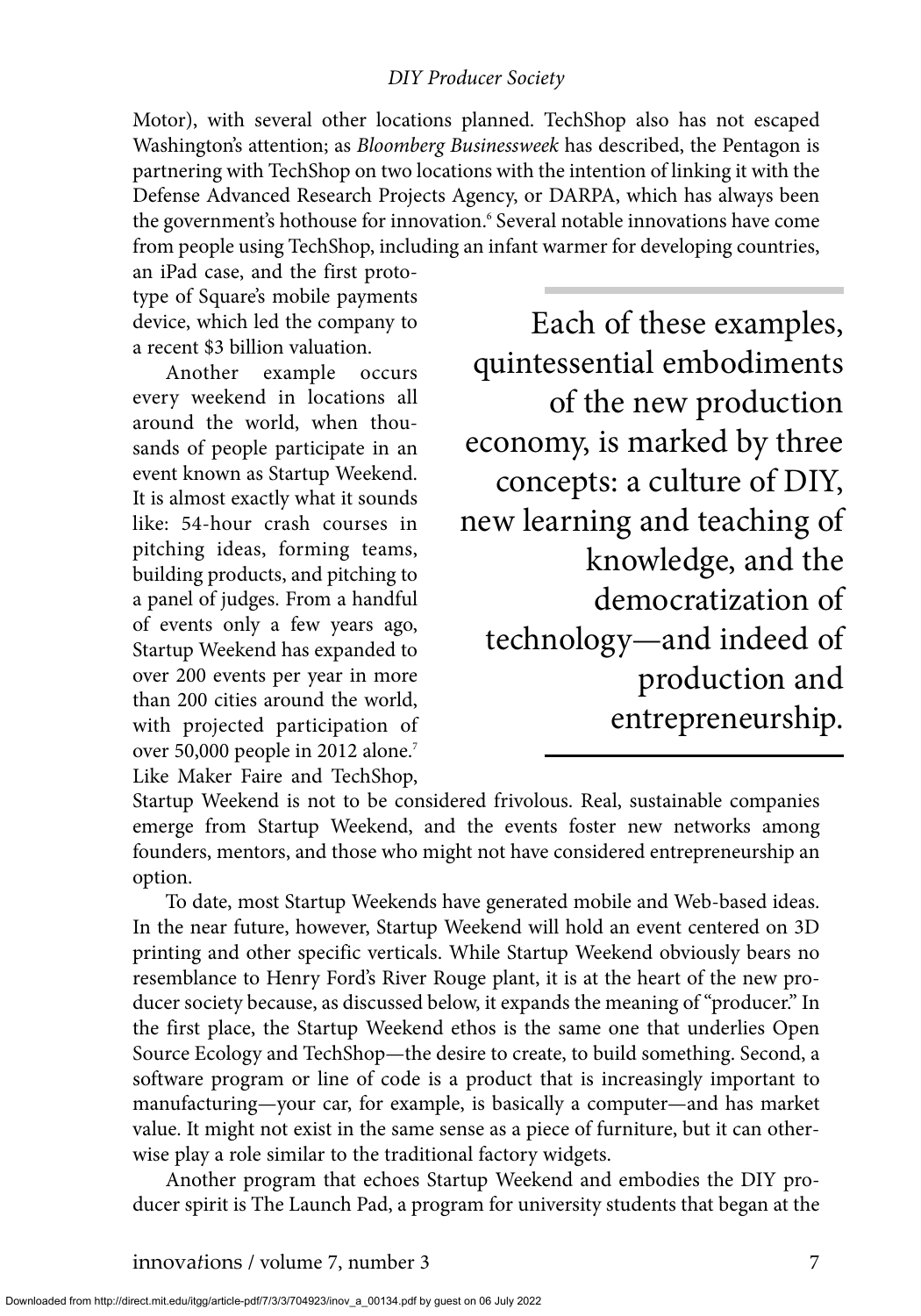Motor), with several other locations planned. TechShop also has not escaped Washington's attention; as *Bloomberg Businessweek* has described, the Pentagon is partnering with TechShop on two locations with the intention of linking it with the Defense Advanced Research Projects Agency, or DARPA, which has always been the government's hothouse for innovation.[6] Several notable innovations have come from people using TechShop, including an infant warmer for developing countries, an iPad case, and the first prototype of Square's mobile payments device, which led the company to a recent $3 billion valuation.

> Each of these examples, quintessential embodiments of the new production economy, is marked by three concepts: a culture of DIY, new learning and teaching of knowledge, and the democratization of technology—and indeed of production and entrepreneurship.

Another example occurs every weekend in locations all around the world, when thousands of people participate in an event known as Startup Weekend. It is almost exactly what it sounds like: 54-hour crash courses in pitching ideas, forming teams, building products, and pitching to a panel of judges. From a handful of events only a few years ago, Startup Weekend has expanded to over 200 events per year in more than 200 cities around the world, with projected participation of over 50,000 people in 2012 alone.[7] Like Maker Faire and TechShop, Startup Weekend is not to be considered frivolous. Real, sustainable companies emerge from Startup Weekend, and the events foster new networks among founders, mentors, and those who might not have considered entrepreneurship an option.

To date, most Startup Weekends have generated mobile and Web-based ideas. In the near future, however, Startup Weekend will hold an event centered on 3D printing and other specific verticals. While Startup Weekend obviously bears no resemblance to Henry Ford's River Rouge plant, it is at the heart of the new producer society because, as discussed below, it expands the meaning of "producer." In the first place, the Startup Weekend ethos is the same one that underlies Open Source Ecology and TechShop—the desire to create, to build something. Second, a software program or line of code is a product that is increasingly important to manufacturing—your car, for example, is basically a computer—and has market value. It might not exist in the same sense as a piece of furniture, but it can otherwise play a role similar to the traditional factory widgets.

Another program that echoes Startup Weekend and embodies the DIY producer spirit is The Launch Pad, a program for university students that began at the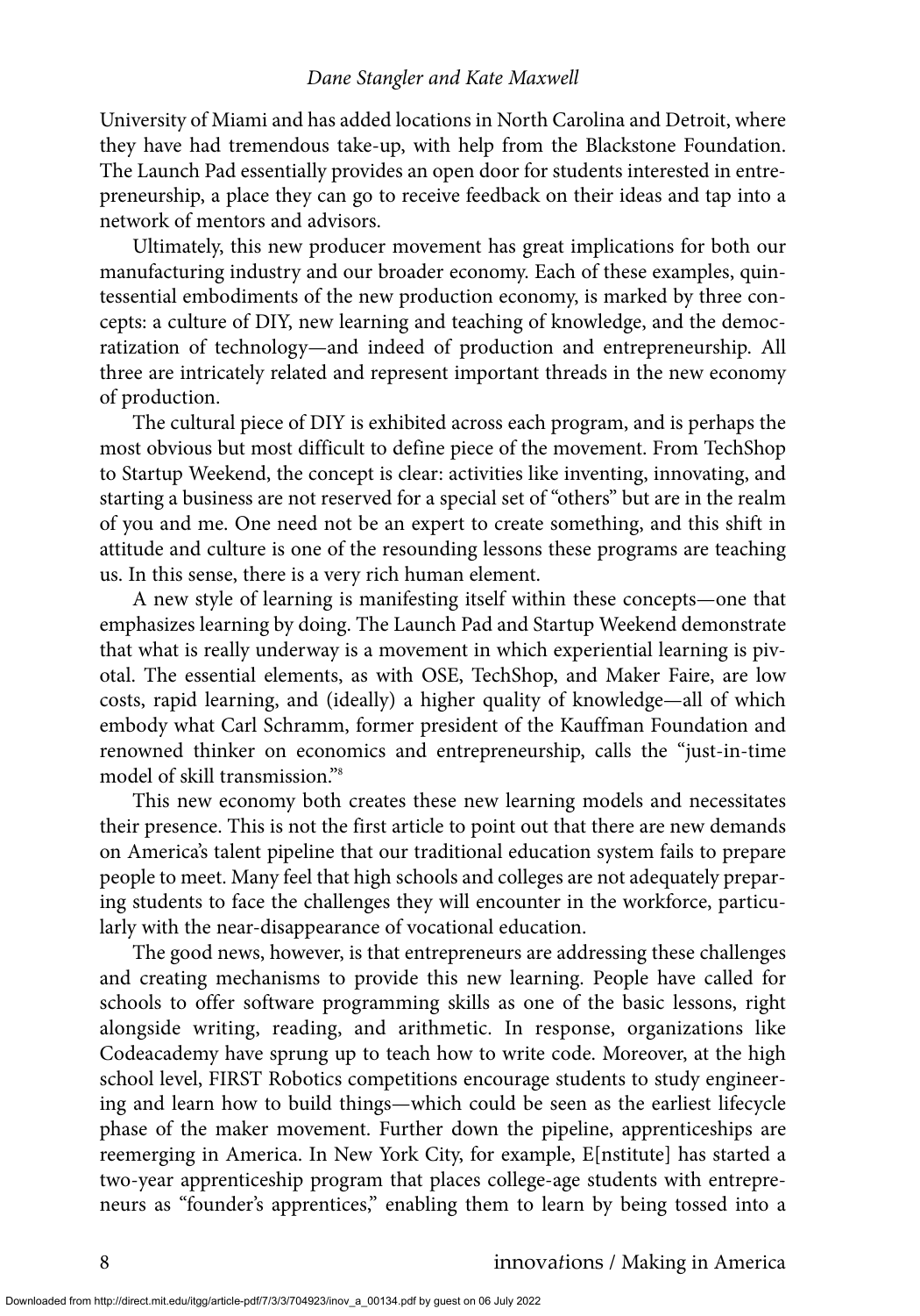University of Miami and has added locations in North Carolina and Detroit, where they have had tremendous take-up, with help from the Blackstone Foundation. The Launch Pad essentially provides an open door for students interested in entrepreneurship, a place they can go to receive feedback on their ideas and tap into a network of mentors and advisors.

Ultimately, this new producer movement has great implications for both our manufacturing industry and our broader economy. Each of these examples, quintessential embodiments of the new production economy, is marked by three concepts: a culture of DIY, new learning and teaching of knowledge, and the democratization of technology—and indeed of production and entrepreneurship. All three are intricately related and represent important threads in the new economy of production.

The cultural piece of DIY is exhibited across each program, and is perhaps the most obvious but most difficult to define piece of the movement. From TechShop to Startup Weekend, the concept is clear: activities like inventing, innovating, and starting a business are not reserved for a special set of "others" but are in the realm of you and me. One need not be an expert to create something, and this shift in attitude and culture is one of the resounding lessons these programs are teaching us. In this sense, there is a very rich human element.

A new style of learning is manifesting itself within these concepts—one that emphasizes learning by doing. The Launch Pad and Startup Weekend demonstrate that what is really underway is a movement in which experiential learning is pivotal. The essential elements, as with OSE, TechShop, and Maker Faire, are low costs, rapid learning, and (ideally) a higher quality of knowledge—all of which embody what Carl Schramm, former president of the Kauffman Foundation and renowned thinker on economics and entrepreneurship, calls the "just-in-time model of skill transmission."[8]

This new economy both creates these new learning models and necessitates their presence. This is not the first article to point out that there are new demands on America's talent pipeline that our traditional education system fails to prepare people to meet. Many feel that high schools and colleges are not adequately preparing students to face the challenges they will encounter in the workforce, particularly with the near-disappearance of vocational education.

The good news, however, is that entrepreneurs are addressing these challenges and creating mechanisms to provide this new learning. People have called for schools to offer software programming skills as one of the basic lessons, right alongside writing, reading, and arithmetic. In response, organizations like Codeacademy have sprung up to teach how to write code. Moreover, at the high school level, FIRST Robotics competitions encourage students to study engineering and learn how to build things—which could be seen as the earliest lifecycle phase of the maker movement. Further down the pipeline, apprenticeships are reemerging in America. In New York City, for example, E[nstitute] has started a two-year apprenticeship program that places college-age students with entrepreneurs as "founder's apprentices," enabling them to learn by being tossed into a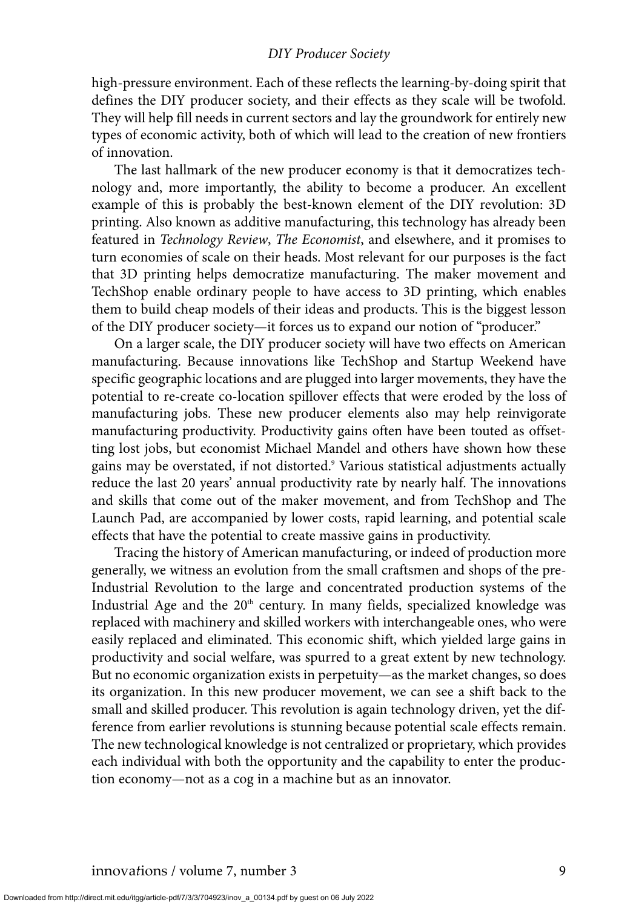high-pressure environment. Each of these reflects the learning-by-doing spirit that defines the DIY producer society, and their effects as they scale will be twofold. They will help fill needs in current sectors and lay the groundwork for entirely new types of economic activity, both of which will lead to the creation of new frontiers of innovation.

The last hallmark of the new producer economy is that it democratizes technology and, more importantly, the ability to become a producer. An excellent example of this is probably the best-known element of the DIY revolution: 3D printing. Also known as additive manufacturing, this technology has already been featured in *Technology Review*, *The Economist*, and elsewhere, and it promises to turn economies of scale on their heads. Most relevant for our purposes is the fact that 3D printing helps democratize manufacturing. The maker movement and TechShop enable ordinary people to have access to 3D printing, which enables them to build cheap models of their ideas and products. This is the biggest lesson of the DIY producer society—it forces us to expand our notion of "producer."

On a larger scale, the DIY producer society will have two effects on American manufacturing. Because innovations like TechShop and Startup Weekend have specific geographic locations and are plugged into larger movements, they have the potential to re-create co-location spillover effects that were eroded by the loss of manufacturing jobs. These new producer elements also may help reinvigorate manufacturing productivity. Productivity gains often have been touted as offsetting lost jobs, but economist Michael Mandel and others have shown how these gains may be overstated, if not distorted.[9] Various statistical adjustments actually reduce the last 20 years' annual productivity rate by nearly half. The innovations and skills that come out of the maker movement, and from TechShop and The Launch Pad, are accompanied by lower costs, rapid learning, and potential scale effects that have the potential to create massive gains in productivity.

Tracing the history of American manufacturing, or indeed of production more generally, we witness an evolution from the small craftsmen and shops of the pre-Industrial Revolution to the large and concentrated production systems of the Industrial Age and the 20th century. In many fields, specialized knowledge was replaced with machinery and skilled workers with interchangeable ones, who were easily replaced and eliminated. This economic shift, which yielded large gains in productivity and social welfare, was spurred to a great extent by new technology. But no economic organization exists in perpetuity—as the market changes, so does its organization. In this new producer movement, we can see a shift back to the small and skilled producer. This revolution is again technology driven, yet the difference from earlier revolutions is stunning because potential scale effects remain. The new technological knowledge is not centralized or proprietary, which provides each individual with both the opportunity and the capability to enter the production economy—not as a cog in a machine but as an innovator.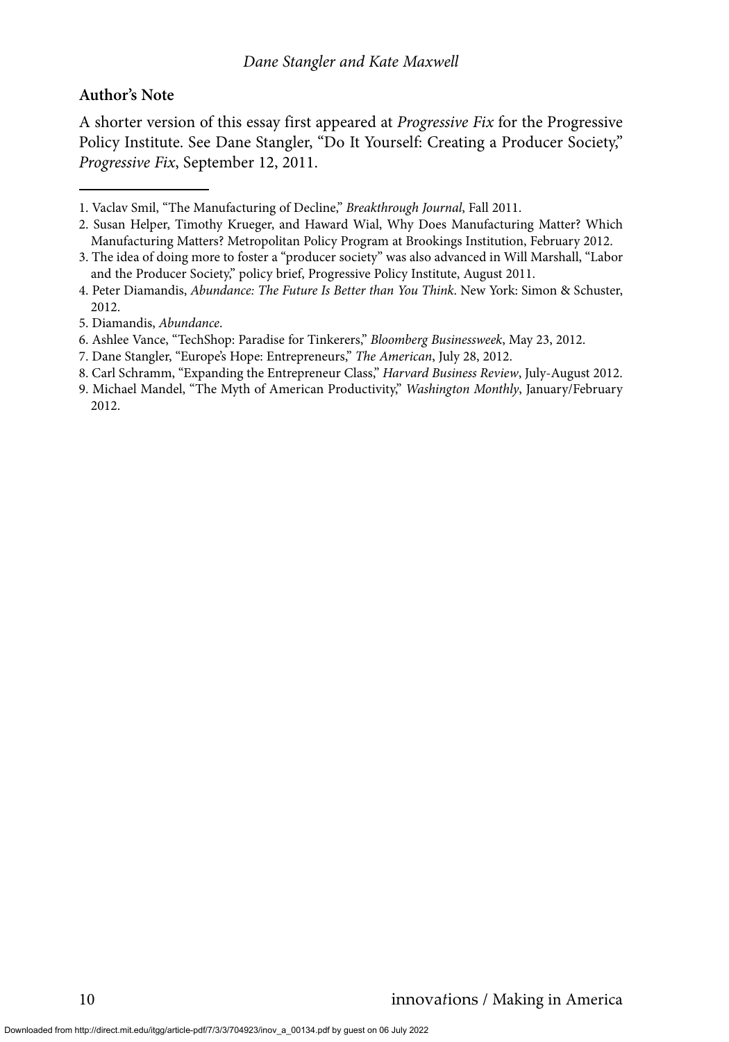## Author's Note

A shorter version of this essay first appeared at *Progressive Fix* for the Progressive Policy Institute. See Dane Stangler, "Do It Yourself: Creating a Producer Society," *Progressive Fix*, September 12, 2011.

---

1. Vaclav Smil, "The Manufacturing of Decline," *Breakthrough Journal*, Fall 2011.
2. Susan Helper, Timothy Krueger, and Haward Wial, Why Does Manufacturing Matter? Which Manufacturing Matters? Metropolitan Policy Program at Brookings Institution, February 2012.
3. The idea of doing more to foster a "producer society" was also advanced in Will Marshall, "Labor and the Producer Society," policy brief, Progressive Policy Institute, August 2011.
4. Peter Diamandis, *Abundance: The Future Is Better than You Think*. New York: Simon & Schuster, 2012.
5. Diamandis, *Abundance*.
6. Ashlee Vance, "TechShop: Paradise for Tinkerers," *Bloomberg Businessweek*, May 23, 2012.
7. Dane Stangler, "Europe's Hope: Entrepreneurs," *The American*, July 28, 2012.
8. Carl Schramm, "Expanding the Entrepreneur Class," *Harvard Business Review*, July-August 2012.
9. Michael Mandel, "The Myth of American Productivity," *Washington Monthly*, January/February 2012.